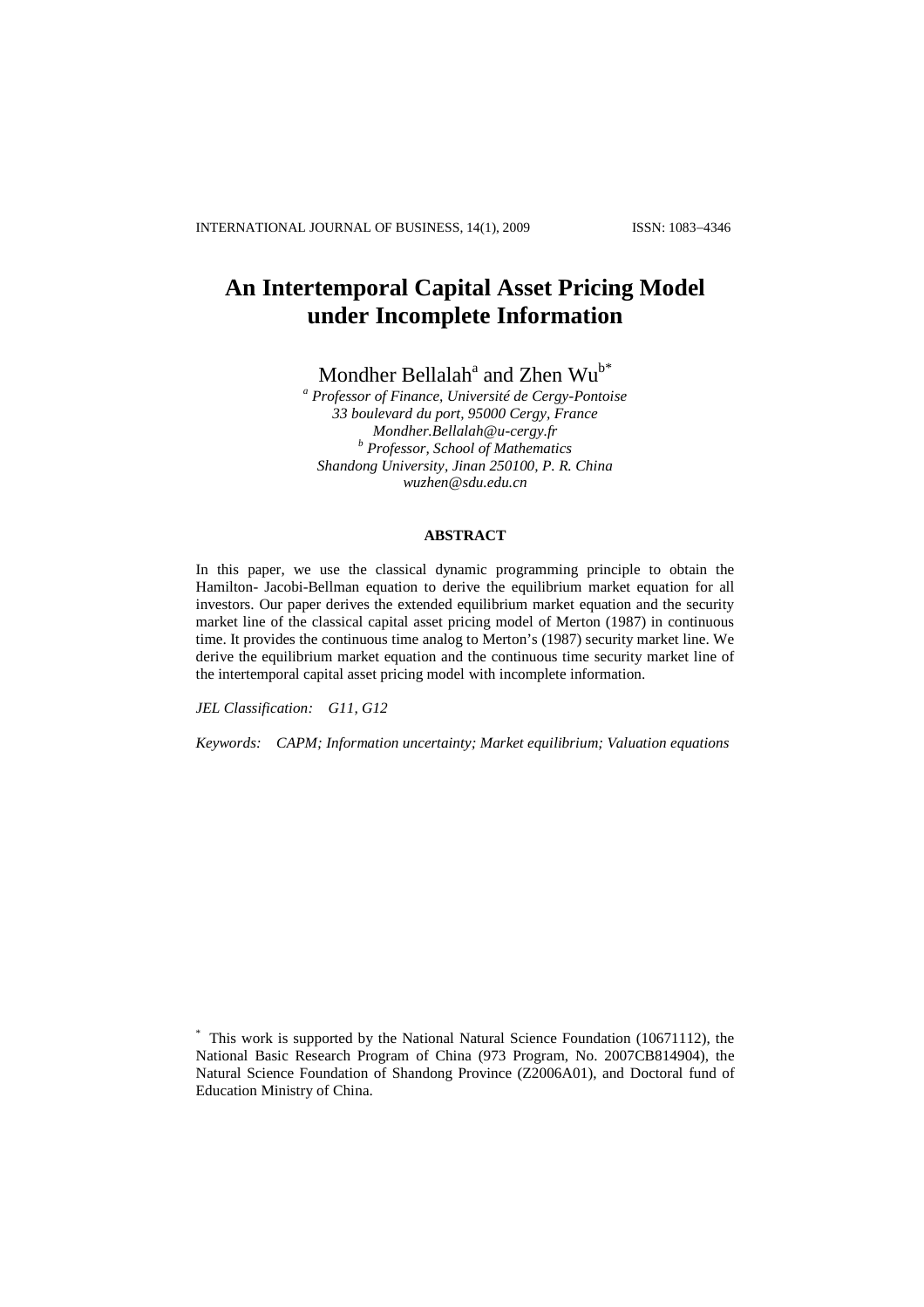# An Intertemporal Capital Asset Pricing Model under Incomplete Information

Mondher Bellalah[a] and Zhen Wu[b*]

[a] *Professor of Finance, Université de Cergy-Pontoise*
*33 boulevard du port, 95000 Cergy, France*
*Mondher.Bellalah@u-cergy.fr*
[b] *Professor, School of Mathematics*
*Shandong University, Jinan 250100, P. R. China*
*wuzhen@sdu.edu.cn*

## ABSTRACT

In this paper, we use the classical dynamic programming principle to obtain the Hamilton- Jacobi-Bellman equation to derive the equilibrium market equation for all investors. Our paper derives the extended equilibrium market equation and the security market line of the classical capital asset pricing model of Merton (1987) in continuous time. It provides the continuous time analog to Merton's (1987) security market line. We derive the equilibrium market equation and the continuous time security market line of the intertemporal capital asset pricing model with incomplete information.

*JEL Classification:* *G11, G12*

*Keywords:* *CAPM; Information uncertainty; Market equilibrium; Valuation equations*

[*] This work is supported by the National Natural Science Foundation (10671112), the National Basic Research Program of China (973 Program, No. 2007CB814904), the Natural Science Foundation of Shandong Province (Z2006A01), and Doctoral fund of Education Ministry of China.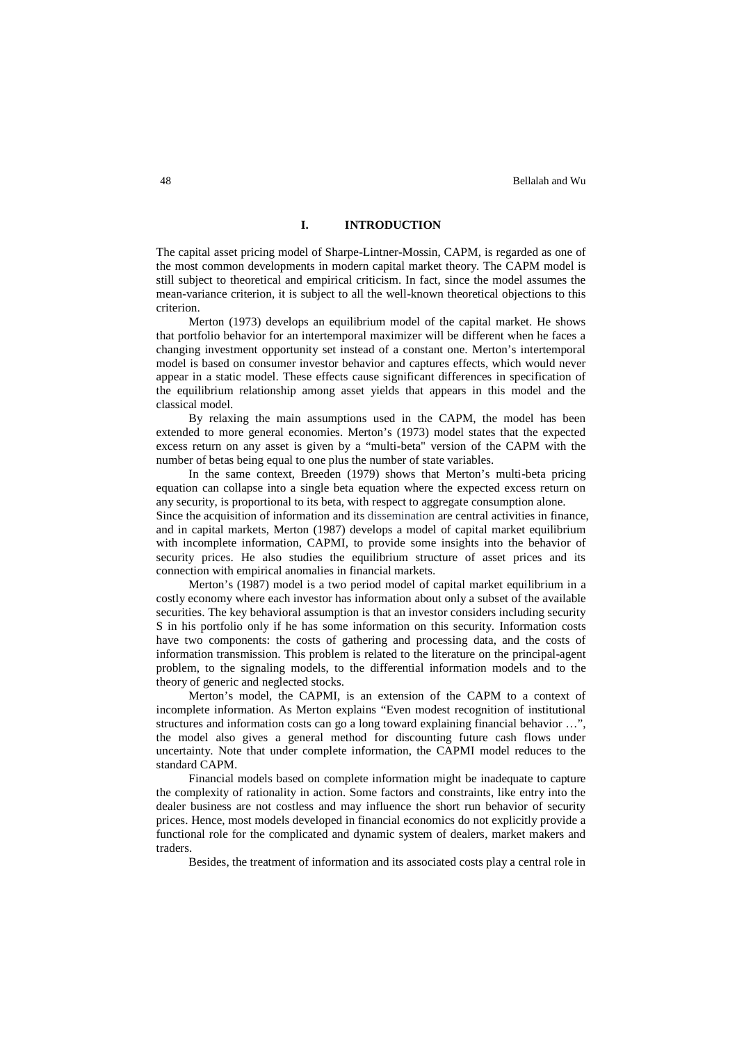## I. INTRODUCTION

The capital asset pricing model of Sharpe-Lintner-Mossin, CAPM, is regarded as one of the most common developments in modern capital market theory. The CAPM model is still subject to theoretical and empirical criticism. In fact, since the model assumes the mean-variance criterion, it is subject to all the well-known theoretical objections to this criterion.

Merton (1973) develops an equilibrium model of the capital market. He shows that portfolio behavior for an intertemporal maximizer will be different when he faces a changing investment opportunity set instead of a constant one. Merton's intertemporal model is based on consumer investor behavior and captures effects, which would never appear in a static model. These effects cause significant differences in specification of the equilibrium relationship among asset yields that appears in this model and the classical model.

By relaxing the main assumptions used in the CAPM, the model has been extended to more general economies. Merton's (1973) model states that the expected excess return on any asset is given by a "multi-beta" version of the CAPM with the number of betas being equal to one plus the number of state variables.

In the same context, Breeden (1979) shows that Merton's multi-beta pricing equation can collapse into a single beta equation where the expected excess return on any security, is proportional to its beta, with respect to aggregate consumption alone.

Since the acquisition of information and its dissemination are central activities in finance, and in capital markets, Merton (1987) develops a model of capital market equilibrium with incomplete information, CAPMI, to provide some insights into the behavior of security prices. He also studies the equilibrium structure of asset prices and its connection with empirical anomalies in financial markets.

Merton's (1987) model is a two period model of capital market equilibrium in a costly economy where each investor has information about only a subset of the available securities. The key behavioral assumption is that an investor considers including security S in his portfolio only if he has some information on this security. Information costs have two components: the costs of gathering and processing data, and the costs of information transmission. This problem is related to the literature on the principal-agent problem, to the signaling models, to the differential information models and to the theory of generic and neglected stocks.

Merton's model, the CAPMI, is an extension of the CAPM to a context of incomplete information. As Merton explains "Even modest recognition of institutional structures and information costs can go a long toward explaining financial behavior …", the model also gives a general method for discounting future cash flows under uncertainty. Note that under complete information, the CAPMI model reduces to the standard CAPM.

Financial models based on complete information might be inadequate to capture the complexity of rationality in action. Some factors and constraints, like entry into the dealer business are not costless and may influence the short run behavior of security prices. Hence, most models developed in financial economics do not explicitly provide a functional role for the complicated and dynamic system of dealers, market makers and traders.

Besides, the treatment of information and its associated costs play a central role in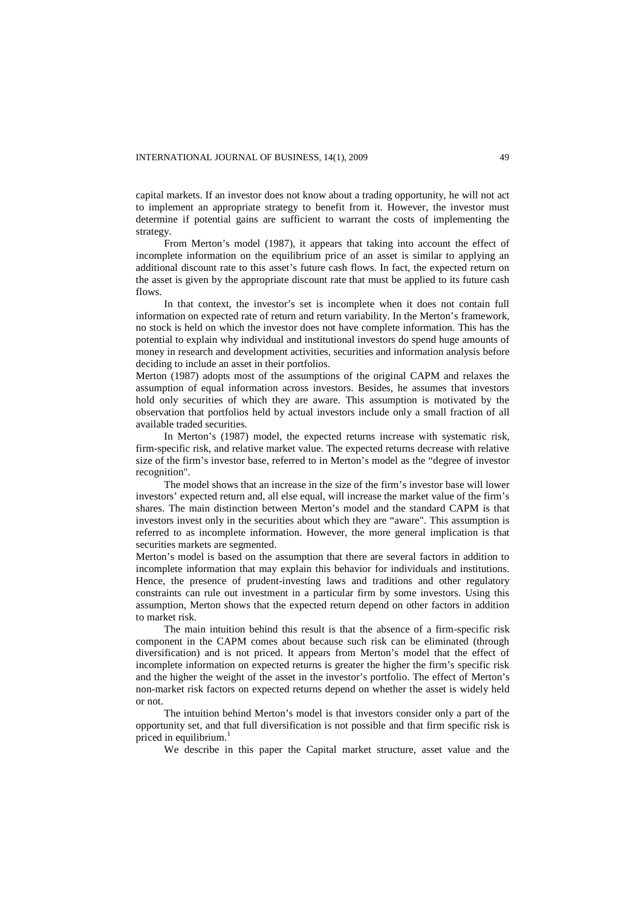capital markets. If an investor does not know about a trading opportunity, he will not act to implement an appropriate strategy to benefit from it. However, the investor must determine if potential gains are sufficient to warrant the costs of implementing the strategy.

From Merton's model (1987), it appears that taking into account the effect of incomplete information on the equilibrium price of an asset is similar to applying an additional discount rate to this asset's future cash flows. In fact, the expected return on the asset is given by the appropriate discount rate that must be applied to its future cash flows.

In that context, the investor's set is incomplete when it does not contain full information on expected rate of return and return variability. In the Merton's framework, no stock is held on which the investor does not have complete information. This has the potential to explain why individual and institutional investors do spend huge amounts of money in research and development activities, securities and information analysis before deciding to include an asset in their portfolios.

Merton (1987) adopts most of the assumptions of the original CAPM and relaxes the assumption of equal information across investors. Besides, he assumes that investors hold only securities of which they are aware. This assumption is motivated by the observation that portfolios held by actual investors include only a small fraction of all available traded securities.

In Merton's (1987) model, the expected returns increase with systematic risk, firm-specific risk, and relative market value. The expected returns decrease with relative size of the firm's investor base, referred to in Merton's model as the "degree of investor recognition".

The model shows that an increase in the size of the firm's investor base will lower investors' expected return and, all else equal, will increase the market value of the firm's shares. The main distinction between Merton's model and the standard CAPM is that investors invest only in the securities about which they are "aware". This assumption is referred to as incomplete information. However, the more general implication is that securities markets are segmented.

Merton's model is based on the assumption that there are several factors in addition to incomplete information that may explain this behavior for individuals and institutions. Hence, the presence of prudent-investing laws and traditions and other regulatory constraints can rule out investment in a particular firm by some investors. Using this assumption, Merton shows that the expected return depend on other factors in addition to market risk.

The main intuition behind this result is that the absence of a firm-specific risk component in the CAPM comes about because such risk can be eliminated (through diversification) and is not priced. It appears from Merton's model that the effect of incomplete information on expected returns is greater the higher the firm's specific risk and the higher the weight of the asset in the investor's portfolio. The effect of Merton's non-market risk factors on expected returns depend on whether the asset is widely held or not.

The intuition behind Merton's model is that investors consider only a part of the opportunity set, and that full diversification is not possible and that firm specific risk is priced in equilibrium.[1]

We describe in this paper the Capital market structure, asset value and the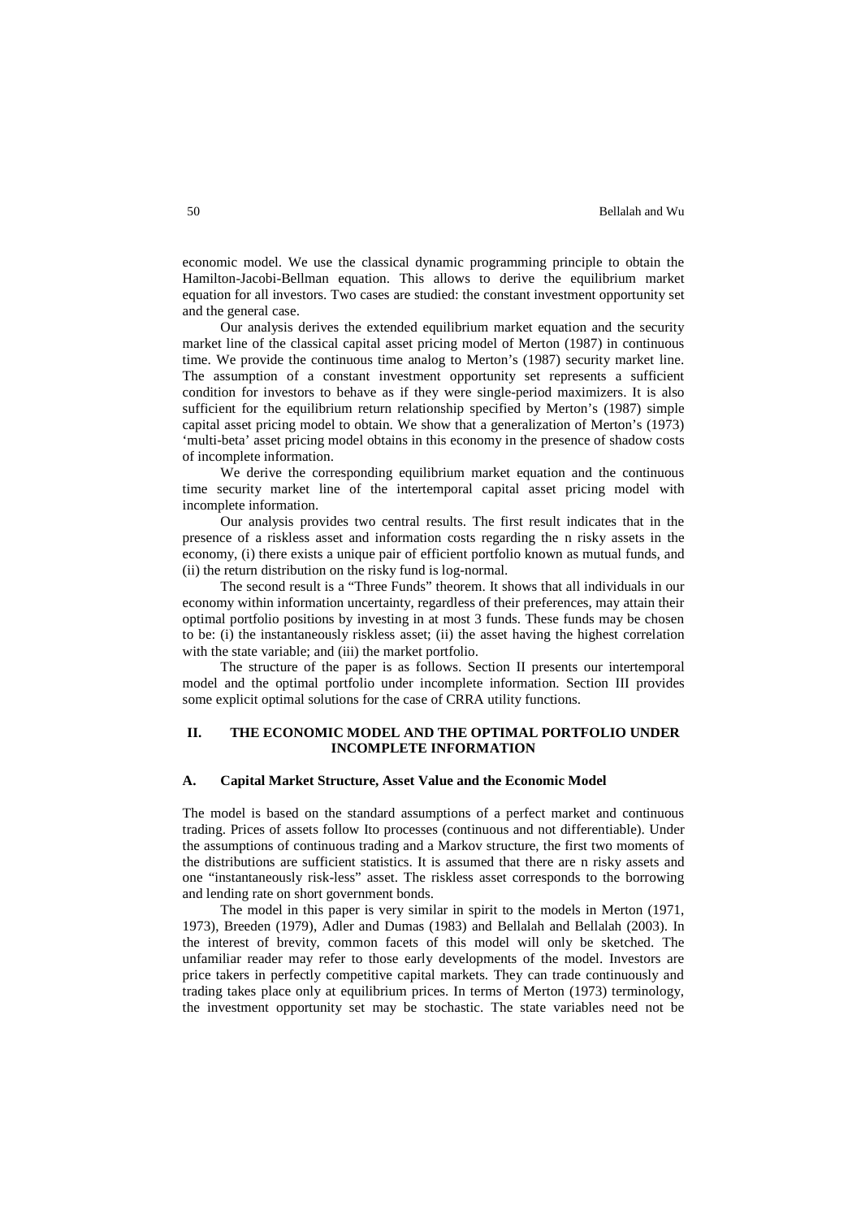economic model. We use the classical dynamic programming principle to obtain the Hamilton-Jacobi-Bellman equation. This allows to derive the equilibrium market equation for all investors. Two cases are studied: the constant investment opportunity set and the general case.

Our analysis derives the extended equilibrium market equation and the security market line of the classical capital asset pricing model of Merton (1987) in continuous time. We provide the continuous time analog to Merton's (1987) security market line. The assumption of a constant investment opportunity set represents a sufficient condition for investors to behave as if they were single-period maximizers. It is also sufficient for the equilibrium return relationship specified by Merton's (1987) simple capital asset pricing model to obtain. We show that a generalization of Merton's (1973) 'multi-beta' asset pricing model obtains in this economy in the presence of shadow costs of incomplete information.

We derive the corresponding equilibrium market equation and the continuous time security market line of the intertemporal capital asset pricing model with incomplete information.

Our analysis provides two central results. The first result indicates that in the presence of a riskless asset and information costs regarding the n risky assets in the economy, (i) there exists a unique pair of efficient portfolio known as mutual funds, and (ii) the return distribution on the risky fund is log-normal.

The second result is a "Three Funds" theorem. It shows that all individuals in our economy within information uncertainty, regardless of their preferences, may attain their optimal portfolio positions by investing in at most 3 funds. These funds may be chosen to be: (i) the instantaneously riskless asset; (ii) the asset having the highest correlation with the state variable; and (iii) the market portfolio.

The structure of the paper is as follows. Section II presents our intertemporal model and the optimal portfolio under incomplete information. Section III provides some explicit optimal solutions for the case of CRRA utility functions.

## II. THE ECONOMIC MODEL AND THE OPTIMAL PORTFOLIO UNDER INCOMPLETE INFORMATION

### A. Capital Market Structure, Asset Value and the Economic Model

The model is based on the standard assumptions of a perfect market and continuous trading. Prices of assets follow Ito processes (continuous and not differentiable). Under the assumptions of continuous trading and a Markov structure, the first two moments of the distributions are sufficient statistics. It is assumed that there are n risky assets and one "instantaneously risk-less" asset. The riskless asset corresponds to the borrowing and lending rate on short government bonds.

The model in this paper is very similar in spirit to the models in Merton (1971, 1973), Breeden (1979), Adler and Dumas (1983) and Bellalah and Bellalah (2003). In the interest of brevity, common facets of this model will only be sketched. The unfamiliar reader may refer to those early developments of the model. Investors are price takers in perfectly competitive capital markets. They can trade continuously and trading takes place only at equilibrium prices. In terms of Merton (1973) terminology, the investment opportunity set may be stochastic. The state variables need not be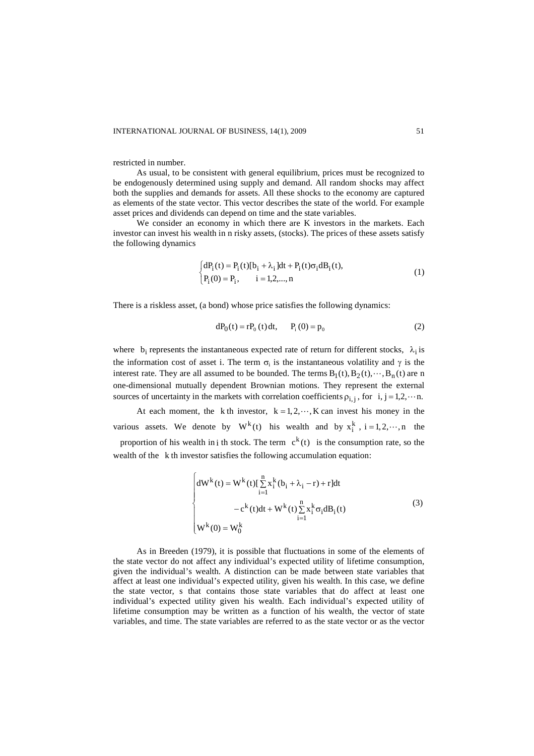restricted in number.

As usual, to be consistent with general equilibrium, prices must be recognized to be endogenously determined using supply and demand. All random shocks may affect both the supplies and demands for assets. All these shocks to the economy are captured as elements of the state vector. This vector describes the state of the world. For example asset prices and dividends can depend on time and the state variables.

We consider an economy in which there are K investors in the markets. Each investor can invest his wealth in n risky assets, (stocks). The prices of these assets satisfy the following dynamics

$$\begin{cases} dP_i(t) = P_i(t)[b_i + \lambda_i]dt + P_i(t)\sigma_i dB_i(t), \\ P_i(0) = P_i, \qquad i = 1,2,...,n \end{cases} \tag{1}$$

There is a riskless asset, (a bond) whose price satisfies the following dynamics:

$$dP_0(t) = rP_0(t)\,dt, \qquad P_i(0) = p_0 \tag{2}$$

where $b_i$ represents the instantaneous expected rate of return for different stocks, $\lambda_i$ is the information cost of asset i. The term $\sigma_i$ is the instantaneous volatility and $\gamma$ is the interest rate. They are all assumed to be bounded. The terms $B_1(t), B_2(t), \cdots, B_n(t)$ are n one-dimensional mutually dependent Brownian motions. They represent the external sources of uncertainty in the markets with correlation coefficients $\rho_{i,j}$, for $i, j = 1,2,\cdots n$.

At each moment, the k th investor, $k = 1,2,\cdots,K$ can invest his money in the various assets. We denote by $W^k(t)$ his wealth and by $x_i^k$, $i = 1,2,\cdots,n$ the proportion of his wealth in i th stock. The term $c^k(t)$ is the consumption rate, so the wealth of the k th investor satisfies the following accumulation equation:

$$\begin{cases} dW^k(t) = W^k(t)[\sum_{i=1}^{n} x_i^k(b_i + \lambda_i - r) + r]dt \\ \qquad - c^k(t)dt + W^k(t)\sum_{i=1}^{n} x_i^k \sigma_i dB_i(t) \\ W^k(0) = W_0^k \end{cases} \tag{3}$$

As in Breeden (1979), it is possible that fluctuations in some of the elements of the state vector do not affect any individual's expected utility of lifetime consumption, given the individual's wealth. A distinction can be made between state variables that affect at least one individual's expected utility, given his wealth. In this case, we define the state vector, s that contains those state variables that do affect at least one individual's expected utility given his wealth. Each individual's expected utility of lifetime consumption may be written as a function of his wealth, the vector of state variables, and time. The state variables are referred to as the state vector or as the vector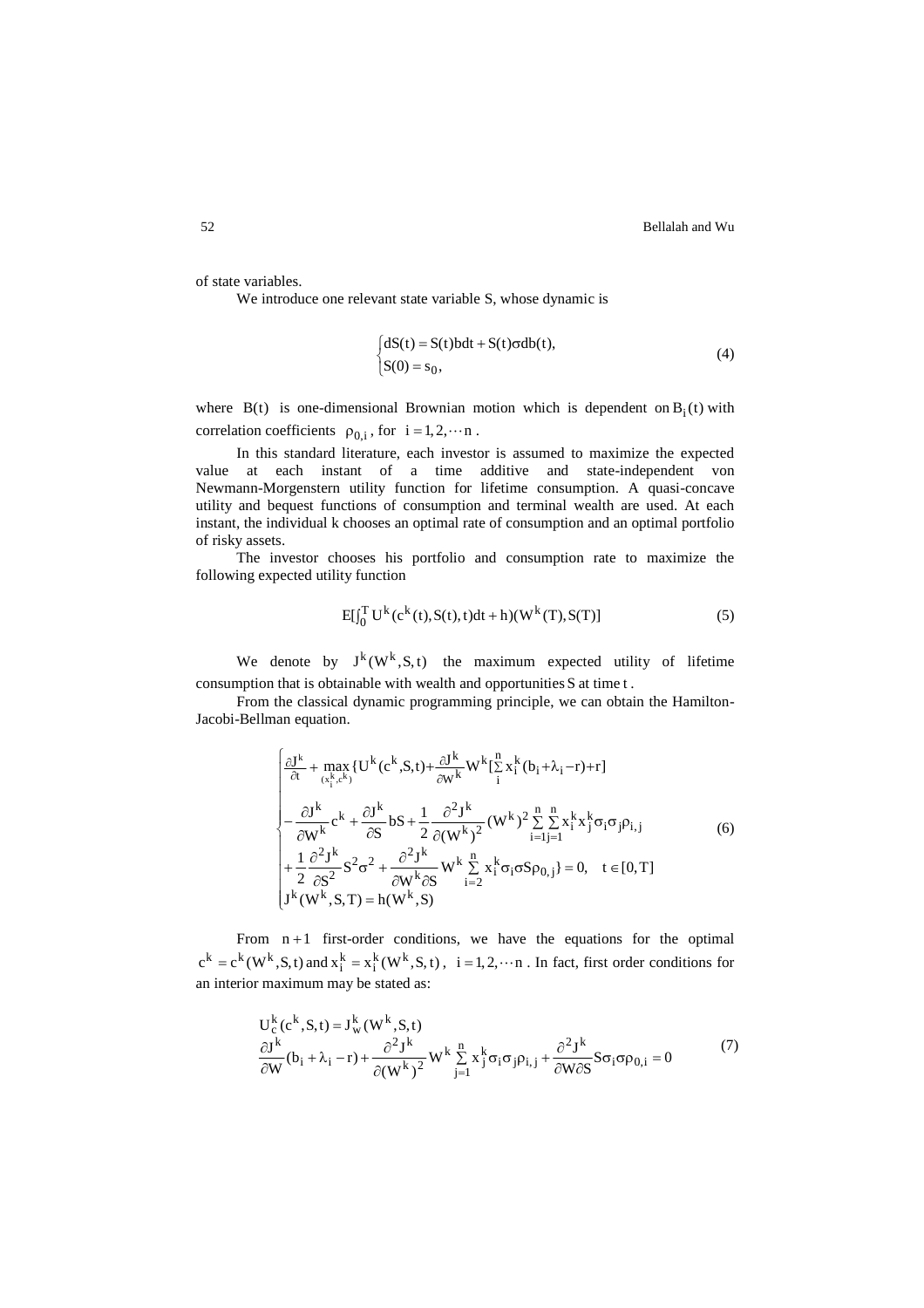of state variables.

We introduce one relevant state variable S, whose dynamic is

$$\begin{cases} dS(t) = S(t)bdt + S(t)\sigma db(t), \\ S(0) = s_0, \end{cases} \tag{4}$$

where $B(t)$ is one-dimensional Brownian motion which is dependent on $B_i(t)$ with correlation coefficients $\rho_{0,i}$, for $i = 1, 2, \cdots n$.

In this standard literature, each investor is assumed to maximize the expected value at each instant of a time additive and state-independent von Newmann-Morgenstern utility function for lifetime consumption. A quasi-concave utility and bequest functions of consumption and terminal wealth are used. At each instant, the individual k chooses an optimal rate of consumption and an optimal portfolio of risky assets.

The investor chooses his portfolio and consumption rate to maximize the following expected utility function

$$E[\int_0^T U^k(c^k(t), S(t), t)dt + h)(W^k(T), S(T)] \tag{5}$$

We denote by $J^k(W^k, S, t)$ the maximum expected utility of lifetime consumption that is obtainable with wealth and opportunities $S$ at time $t$.

From the classical dynamic programming principle, we can obtain the Hamilton-Jacobi-Bellman equation.

$$\begin{cases} \frac{\partial J^k}{\partial t} + \max\limits_{(x_i^k, c^k)} \{ U^k(c^k, S, t) + \frac{\partial J^k}{\partial W^k} W^k [\sum\limits_i^n x_i^k (b_i + \lambda_i - r) + r] \\ - \frac{\partial J^k}{\partial W^k} c^k + \frac{\partial J^k}{\partial S} bS + \frac{1}{2} \frac{\partial^2 J^k}{\partial (W^k)^2} (W^k)^2 \sum\limits_{i=1}^n \sum\limits_{j=1}^n x_i^k x_j^k \sigma_i \sigma_j \rho_{i,j} \\ + \frac{1}{2} \frac{\partial^2 J^k}{\partial S^2} S^2 \sigma^2 + \frac{\partial^2 J^k}{\partial W^k \partial S} W^k \sum\limits_{i=2}^n x_i^k \sigma_i \sigma S \rho_{0,j} \} = 0, \quad t \in [0, T] \\ J^k(W^k, S, T) = h(W^k, S) \end{cases} \tag{6}$$

From $n+1$ first-order conditions, we have the equations for the optimal $c^k = c^k(W^k, S, t)$ and $x_i^k = x_i^k(W^k, S, t)$, $i = 1, 2, \cdots n$. In fact, first order conditions for an interior maximum may be stated as:

$$\begin{aligned} & U_c^k(c^k, S, t) = J_w^k(W^k, S, t) \\ & \frac{\partial J^k}{\partial W}(b_i + \lambda_i - r) + \frac{\partial^2 J^k}{\partial (W^k)^2} W^k \sum_{j=1}^n x_j^k \sigma_i \sigma_j \rho_{i,j} + \frac{\partial^2 J^k}{\partial W \partial S} S \sigma_i \sigma \rho_{0,i} = 0 \end{aligned} \tag{7}$$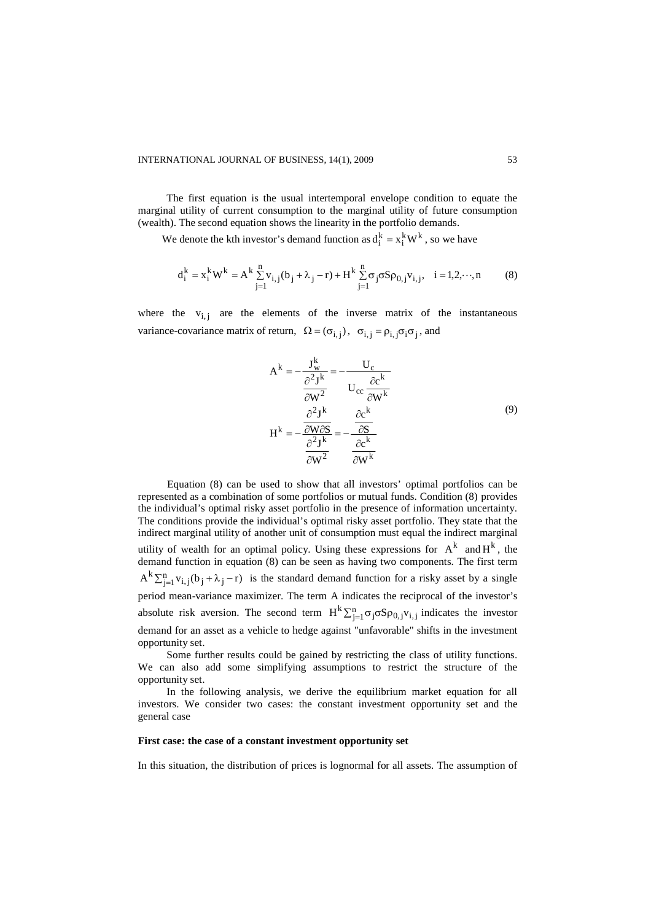The first equation is the usual intertemporal envelope condition to equate the marginal utility of current consumption to the marginal utility of future consumption (wealth). The second equation shows the linearity in the portfolio demands.

We denote the kth investor's demand function as $d_i^k = x_i^k W^k$, so we have

$$d_i^k = x_i^k W^k = A^k \sum_{j=1}^{n} v_{i,j}(b_j + \lambda_j - r) + H^k \sum_{j=1}^{n} \sigma_j \sigma S \rho_{0,j} v_{i,j}, \quad i = 1,2,\cdots,n \tag{8}$$

where the $v_{i,j}$ are the elements of the inverse matrix of the instantaneous variance-covariance matrix of return, $\Omega = (\sigma_{i,j})$, $\sigma_{i,j} = \rho_{i,j}\sigma_i\sigma_j$, and

$$\begin{aligned} A^k &= -\frac{J_w^k}{\dfrac{\partial^2 J^k}{\partial W^2}} = -\frac{U_c}{U_{cc}\dfrac{\partial c^k}{\partial W^k}} \\ H^k &= -\frac{\dfrac{\partial^2 J^k}{\partial W \partial S}}{\dfrac{\partial^2 J^k}{\partial W^2}} = -\frac{\dfrac{\partial c^k}{\partial S}}{\dfrac{\partial c^k}{\partial W^k}} \end{aligned} \tag{9}$$

Equation (8) can be used to show that all investors' optimal portfolios can be represented as a combination of some portfolios or mutual funds. Condition (8) provides the individual's optimal risky asset portfolio in the presence of information uncertainty. The conditions provide the individual's optimal risky asset portfolio. They state that the indirect marginal utility of another unit of consumption must equal the indirect marginal utility of wealth for an optimal policy. Using these expressions for $A^k$ and $H^k$, the demand function in equation (8) can be seen as having two components. The first term $A^k \sum_{j=1}^{n} v_{i,j}(b_j + \lambda_j - r)$ is the standard demand function for a risky asset by a single period mean-variance maximizer. The term A indicates the reciprocal of the investor's absolute risk aversion. The second term $H^k \sum_{j=1}^{n} \sigma_j \sigma S \rho_{0,j} v_{i,j}$ indicates the investor demand for an asset as a vehicle to hedge against "unfavorable" shifts in the investment opportunity set.

Some further results could be gained by restricting the class of utility functions. We can also add some simplifying assumptions to restrict the structure of the opportunity set.

In the following analysis, we derive the equilibrium market equation for all investors. We consider two cases: the constant investment opportunity set and the general case

**First case: the case of a constant investment opportunity set**

In this situation, the distribution of prices is lognormal for all assets. The assumption of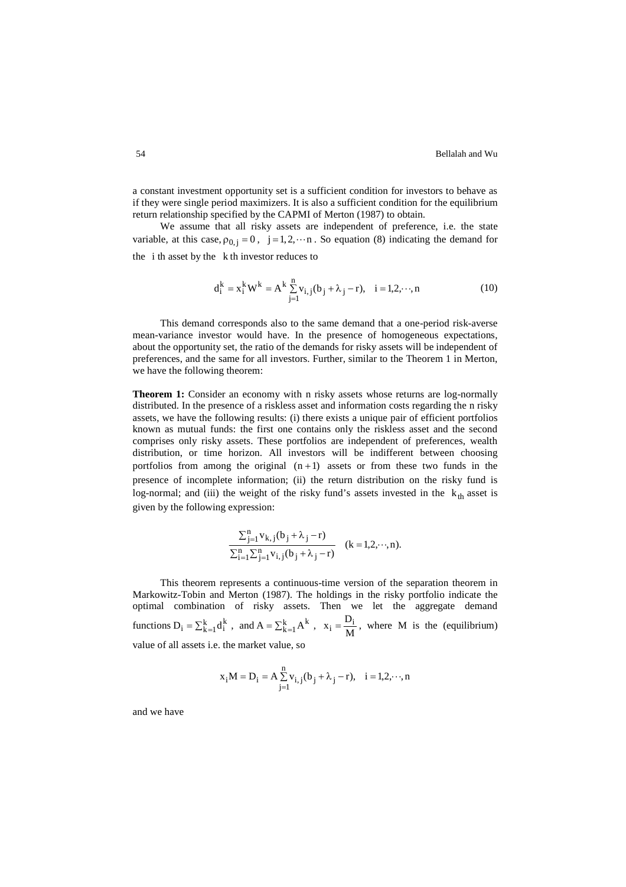a constant investment opportunity set is a sufficient condition for investors to behave as if they were single period maximizers. It is also a sufficient condition for the equilibrium return relationship specified by the CAPMI of Merton (1987) to obtain.

We assume that all risky assets are independent of preference, i.e. the state variable, at this case, $\rho_{0,j} = 0$, $j = 1, 2, \cdots n$. So equation (8) indicating the demand for the $i$ th asset by the $k$ th investor reduces to

$$d_i^k = x_i^k W^k = A^k \sum_{j=1}^{n} v_{i,j}(b_j + \lambda_j - r), \quad i = 1,2,\cdots,n \tag{10}$$

This demand corresponds also to the same demand that a one-period risk-averse mean-variance investor would have. In the presence of homogeneous expectations, about the opportunity set, the ratio of the demands for risky assets will be independent of preferences, and the same for all investors. Further, similar to the Theorem 1 in Merton, we have the following theorem:

**Theorem 1:** Consider an economy with n risky assets whose returns are log-normally distributed. In the presence of a riskless asset and information costs regarding the n risky assets, we have the following results: (i) there exists a unique pair of efficient portfolios known as mutual funds: the first one contains only the riskless asset and the second comprises only risky assets. These portfolios are independent of preferences, wealth distribution, or time horizon. All investors will be indifferent between choosing portfolios from among the original $(n+1)$ assets or from these two funds in the presence of incomplete information; (ii) the return distribution on the risky fund is log-normal; and (iii) the weight of the risky fund's assets invested in the $k_{th}$ asset is given by the following expression:

$$\frac{\sum_{j=1}^{n} v_{k,j}(b_j + \lambda_j - r)}{\sum_{i=1}^{n}\sum_{j=1}^{n} v_{i,j}(b_j + \lambda_j - r)} \quad (k = 1,2,\cdots,n).$$

This theorem represents a continuous-time version of the separation theorem in Markowitz-Tobin and Merton (1987). The holdings in the risky portfolio indicate the optimal combination of risky assets. Then we let the aggregate demand functions $D_i = \sum_{k=1}^{k} d_i^k$, and $A = \sum_{k=1}^{k} A^k$, $x_i = \dfrac{D_i}{M}$, where M is the (equilibrium) value of all assets i.e. the market value, so

$$x_i M = D_i = A \sum_{j=1}^{n} v_{i,j}(b_j + \lambda_j - r), \quad i = 1,2,\cdots,n$$

and we have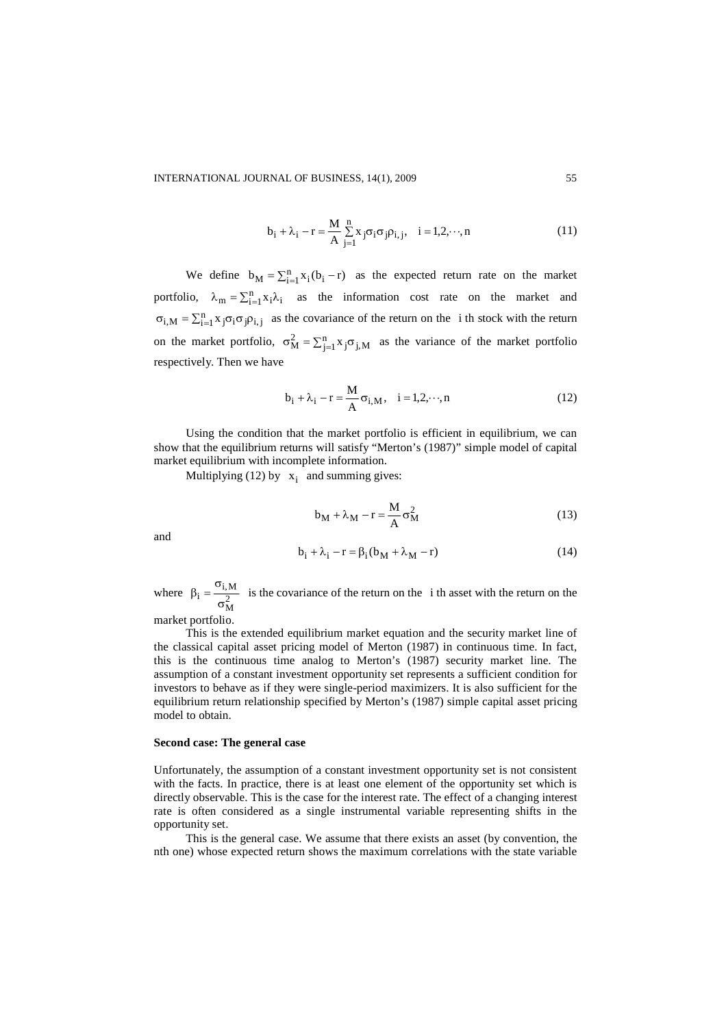$$b_i + \lambda_i - r = \frac{M}{A}\sum_{j=1}^{n} x_j \sigma_i \sigma_j \rho_{i,j}, \quad i = 1,2,\cdots,n \tag{11}$$

We define $b_M = \sum_{i=1}^{n} x_i (b_i - r)$ as the expected return rate on the market portfolio, $\lambda_m = \sum_{i=1}^{n} x_i \lambda_i$ as the information cost rate on the market and $\sigma_{i,M} = \sum_{i=1}^{n} x_j \sigma_i \sigma_j \rho_{i,j}$ as the covariance of the return on the i th stock with the return on the market portfolio, $\sigma_M^2 = \sum_{j=1}^{n} x_j \sigma_{j,M}$ as the variance of the market portfolio respectively. Then we have

$$b_i + \lambda_i - r = \frac{M}{A}\sigma_{i,M}, \quad i = 1,2,\cdots,n \tag{12}$$

Using the condition that the market portfolio is efficient in equilibrium, we can show that the equilibrium returns will satisfy "Merton's (1987)" simple model of capital market equilibrium with incomplete information.

Multiplying (12) by $x_i$ and summing gives:

$$b_M + \lambda_M - r = \frac{M}{A}\sigma_M^2 \tag{13}$$

and

$$b_i + \lambda_i - r = \beta_i (b_M + \lambda_M - r) \tag{14}$$

where $\beta_i = \dfrac{\sigma_{i,M}}{\sigma_M^2}$ is the covariance of the return on the i th asset with the return on the market portfolio.

This is the extended equilibrium market equation and the security market line of the classical capital asset pricing model of Merton (1987) in continuous time. In fact, this is the continuous time analog to Merton's (1987) security market line. The assumption of a constant investment opportunity set represents a sufficient condition for investors to behave as if they were single-period maximizers. It is also sufficient for the equilibrium return relationship specified by Merton's (1987) simple capital asset pricing model to obtain.

**Second case: The general case**

Unfortunately, the assumption of a constant investment opportunity set is not consistent with the facts. In practice, there is at least one element of the opportunity set which is directly observable. This is the case for the interest rate. The effect of a changing interest rate is often considered as a single instrumental variable representing shifts in the opportunity set.

This is the general case. We assume that there exists an asset (by convention, the nth one) whose expected return shows the maximum correlations with the state variable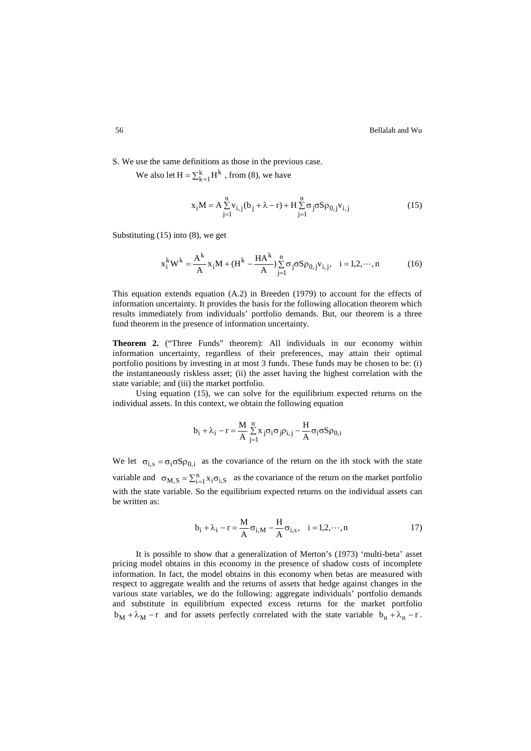S. We use the same definitions as those in the previous case.

We also let $H = \sum_{k=1}^{k} H^k$ , from (8), we have

$$x_i M = A \sum_{j=1}^{n} v_{i,j}(b_j + \lambda - r) + H \sum_{j=1}^{n} \sigma_j \sigma S \rho_{0,j} v_{i,j} \tag{15}$$

Substituting (15) into (8), we get

$$x_i^k W^k = \frac{A^k}{A} x_i M + (H^k - \frac{HA^k}{A}) \sum_{j=1}^{n} \sigma_j \sigma S \rho_{0,j} v_{i,j}, \quad i = 1,2,\cdots,n \tag{16}$$

This equation extends equation (A.2) in Breeden (1979) to account for the effects of information uncertainty. It provides the basis for the following allocation theorem which results immediately from individuals' portfolio demands. But, our theorem is a three fund theorem in the presence of information uncertainty.

**Theorem 2.** ("Three Funds" theorem): All individuals in our economy within information uncertainty, regardless of their preferences, may attain their optimal portfolio positions by investing in at most 3 funds. These funds may be chosen to be: (i) the instantaneously riskless asset; (ii) the asset having the highest correlation with the state variable; and (iii) the market portfolio.

Using equation (15), we can solve for the equilibrium expected returns on the individual assets. In this context, we obtain the following equation

$$b_i + \lambda_i - r = \frac{M}{A} \sum_{j=1}^{n} x_j \sigma_i \sigma_j \rho_{i,j} - \frac{H}{A} \sigma_i \sigma S \rho_{0,i}$$

We let $\sigma_{i,s} = \sigma_i \sigma S \rho_{0,i}$ as the covariance of the return on the ith stock with the state variable and $\sigma_{M,S} = \sum_{i=1}^{n} x_i \sigma_{i,S}$ as the covariance of the return on the market portfolio with the state variable. So the equilibrium expected returns on the individual assets can be written as:

$$b_i + \lambda_i - r = \frac{M}{A} \sigma_{i,M} - \frac{H}{A} \sigma_{i,s}, \quad i = 1,2,\cdots,n \tag{17}$$

It is possible to show that a generalization of Merton's (1973) 'multi-beta' asset pricing model obtains in this economy in the presence of shadow costs of incomplete information. In fact, the model obtains in this economy when betas are measured with respect to aggregate wealth and the returns of assets that hedge against changes in the various state variables, we do the following: aggregate individuals' portfolio demands and substitute in equilibrium expected excess returns for the market portfolio $b_M + \lambda_M - r$ and for assets perfectly correlated with the state variable $b_n + \lambda_n - r$.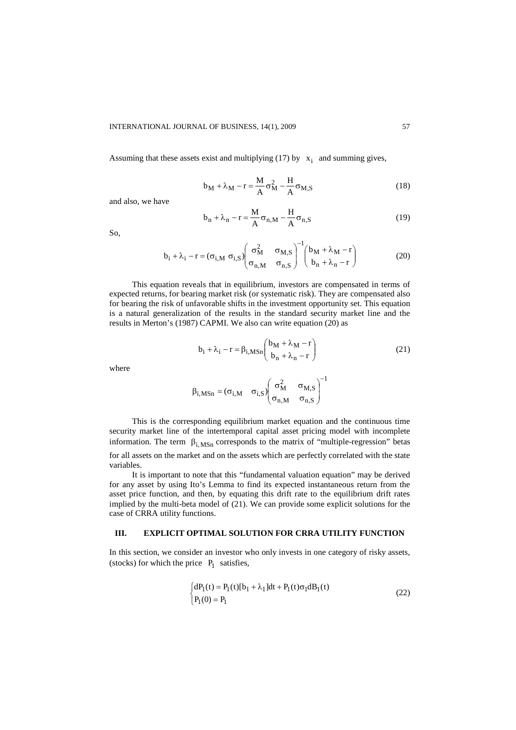Assuming that these assets exist and multiplying (17) by $x_i$ and summing gives,

$$b_M + \lambda_M - r = \frac{M}{A}\sigma_M^2 - \frac{H}{A}\sigma_{M,S} \tag{18}$$

and also, we have

$$b_n + \lambda_n - r = \frac{M}{A}\sigma_{n,M} - \frac{H}{A}\sigma_{n,S} \tag{19}$$

So,

$$b_i + \lambda_i - r = (\sigma_{i,M}\ \sigma_{i,S})\begin{pmatrix} \sigma_M^2 & \sigma_{M,S} \\ \sigma_{n,M} & \sigma_{n,S} \end{pmatrix}^{-1}\begin{pmatrix} b_M + \lambda_M - r \\ b_n + \lambda_n - r \end{pmatrix} \tag{20}$$

This equation reveals that in equilibrium, investors are compensated in terms of expected returns, for bearing market risk (or systematic risk). They are compensated also for bearing the risk of unfavorable shifts in the investment opportunity set. This equation is a natural generalization of the results in the standard security market line and the results in Merton's (1987) CAPMI. We also can write equation (20) as

$$b_i + \lambda_i - r = \beta_{i,MSn}\begin{pmatrix} b_M + \lambda_M - r \\ b_n + \lambda_n - r \end{pmatrix} \tag{21}$$

where

$$\beta_{i,MSn} = (\sigma_{i,M} \quad \sigma_{i,S})\begin{pmatrix} \sigma_M^2 & \sigma_{M,S} \\ \sigma_{n,M} & \sigma_{n,S} \end{pmatrix}^{-1}$$

This is the corresponding equilibrium market equation and the continuous time security market line of the intertemporal capital asset pricing model with incomplete information. The term $\beta_{i,MSn}$ corresponds to the matrix of "multiple-regression" betas for all assets on the market and on the assets which are perfectly correlated with the state variables.

It is important to note that this "fundamental valuation equation" may be derived for any asset by using Ito's Lemma to find its expected instantaneous return from the asset price function, and then, by equating this drift rate to the equilibrium drift rates implied by the multi-beta model of (21). We can provide some explicit solutions for the case of CRRA utility functions.

## III. EXPLICIT OPTIMAL SOLUTION FOR CRRA UTILITY FUNCTION

In this section, we consider an investor who only invests in one category of risky assets, (stocks) for which the price $P_1$ satisfies,

$$\begin{cases} dP_1(t) = P_1(t)[b_1 + \lambda_1]dt + P_1(t)\sigma_1 dB_1(t) \\ P_1(0) = P_1 \end{cases} \tag{22}$$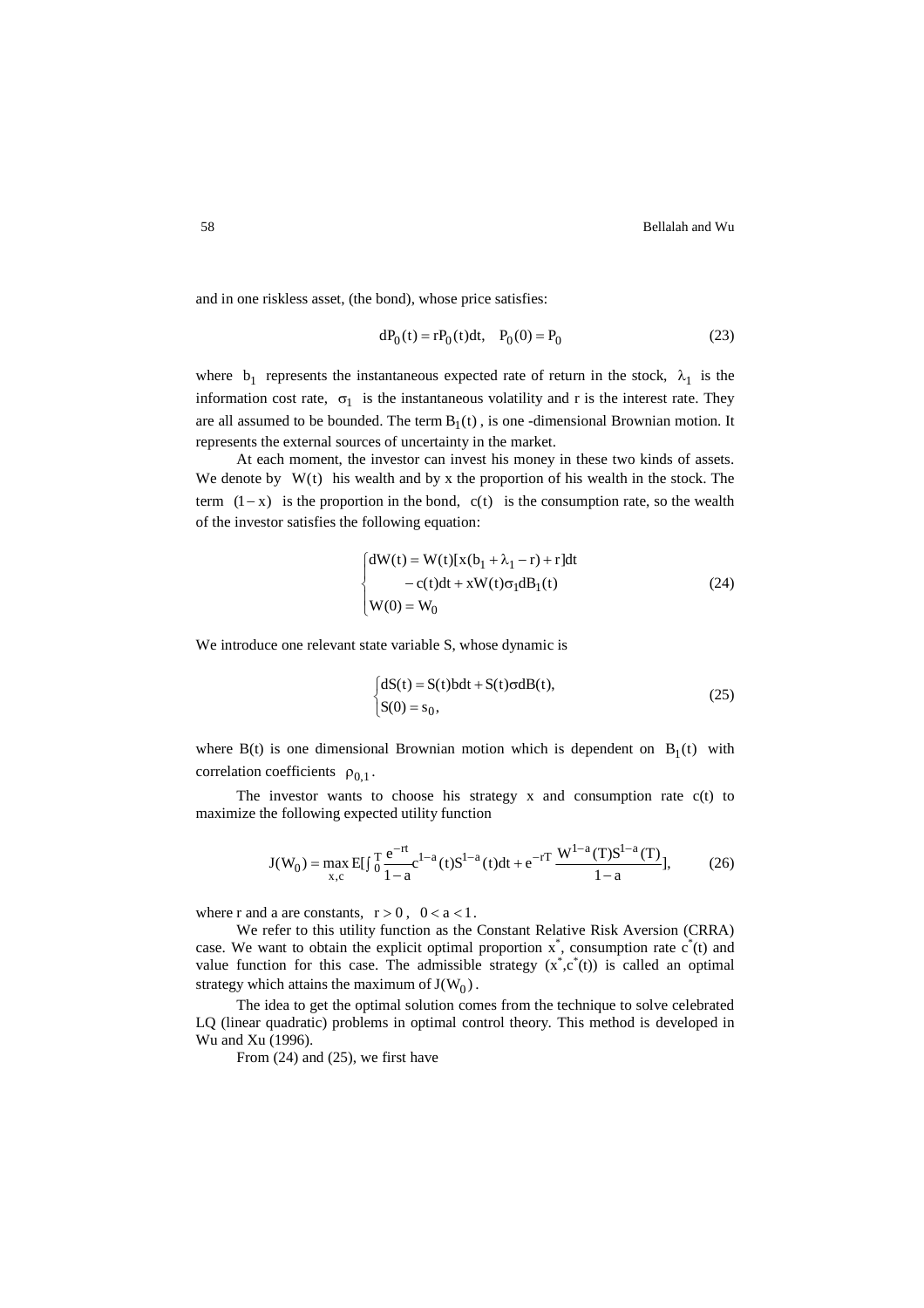and in one riskless asset, (the bond), whose price satisfies:

$$dP_0(t) = rP_0(t)dt, \quad P_0(0) = P_0 \tag{23}$$

where $b_1$ represents the instantaneous expected rate of return in the stock, $\lambda_1$ is the information cost rate, $\sigma_1$ is the instantaneous volatility and r is the interest rate. They are all assumed to be bounded. The term $B_1(t)$, is one -dimensional Brownian motion. It represents the external sources of uncertainty in the market.

At each moment, the investor can invest his money in these two kinds of assets. We denote by $W(t)$ his wealth and by x the proportion of his wealth in the stock. The term $(1-x)$ is the proportion in the bond, $c(t)$ is the consumption rate, so the wealth of the investor satisfies the following equation:

$$\begin{cases} dW(t) = W(t)[x(b_1 + \lambda_1 - r) + r]dt \\ \qquad - c(t)dt + xW(t)\sigma_1 dB_1(t) \\ W(0) = W_0 \end{cases} \tag{24}$$

We introduce one relevant state variable S, whose dynamic is

$$\begin{cases} dS(t) = S(t)bdt + S(t)\sigma dB(t), \\ S(0) = s_0, \end{cases} \tag{25}$$

where B(t) is one dimensional Brownian motion which is dependent on $B_1(t)$ with correlation coefficients $\rho_{0,1}$.

The investor wants to choose his strategy x and consumption rate c(t) to maximize the following expected utility function

$$J(W_0) = \max_{x,c} E[\int_0^T \frac{e^{-rt}}{1-a} c^{1-a}(t) S^{1-a}(t)dt + e^{-rT} \frac{W^{1-a}(T)S^{1-a}(T)}{1-a}], \tag{26}$$

where r and a are constants, $r > 0$, $0 < a < 1$.

We refer to this utility function as the Constant Relative Risk Aversion (CRRA) case. We want to obtain the explicit optimal proportion $x^*$, consumption rate $c^*(t)$ and value function for this case. The admissible strategy $(x^*, c^*(t))$ is called an optimal strategy which attains the maximum of $J(W_0)$.

The idea to get the optimal solution comes from the technique to solve celebrated LQ (linear quadratic) problems in optimal control theory. This method is developed in Wu and Xu (1996).

From (24) and (25), we first have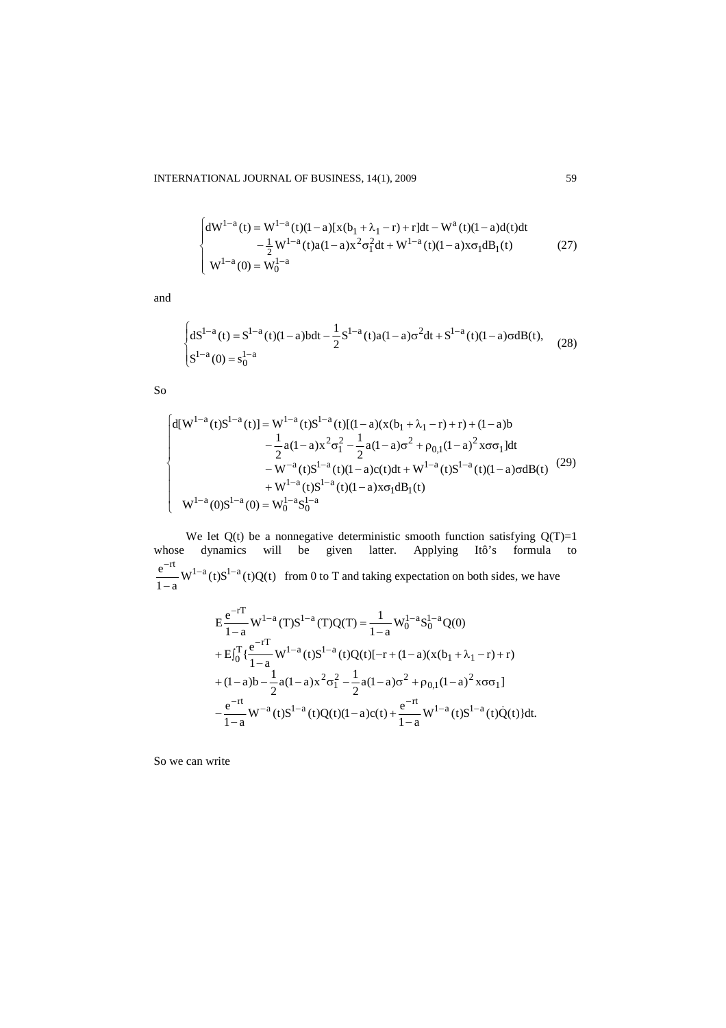$$
\begin{cases}
dW^{1-a}(t) = W^{1-a}(t)(1-a)[x(b_1+\lambda_1-r)+r]dt - W^{a}(t)(1-a)d(t)dt \\
\qquad - \frac{1}{2}W^{1-a}(t)a(1-a)x^2\sigma_1^2 dt + W^{1-a}(t)(1-a)x\sigma_1 dB_1(t) \\
W^{1-a}(0) = W_0^{1-a}
\end{cases}
\tag{27}
$$

and

$$
\begin{cases}
dS^{1-a}(t) = S^{1-a}(t)(1-a)bdt - \frac{1}{2}S^{1-a}(t)a(1-a)\sigma^2 dt + S^{1-a}(t)(1-a)\sigma dB(t), \\
S^{1-a}(0) = s_0^{1-a}
\end{cases}
\tag{28}
$$

So

$$
\begin{cases}
d[W^{1-a}(t)S^{1-a}(t)] = W^{1-a}(t)S^{1-a}(t)[(1-a)(x(b_1+\lambda_1-r)+r)+(1-a)b \\
\qquad -\frac{1}{2}a(1-a)x^2\sigma_1^2 - \frac{1}{2}a(1-a)\sigma^2 + \rho_{0,1}(1-a)^2 x\sigma\sigma_1]dt \\
\qquad - W^{-a}(t)S^{1-a}(t)(1-a)c(t)dt + W^{1-a}(t)S^{1-a}(t)(1-a)\sigma dB(t) \\
\qquad + W^{1-a}(t)S^{1-a}(t)(1-a)x\sigma_1 dB_1(t) \\
W^{1-a}(0)S^{1-a}(0) = W_0^{1-a}S_0^{1-a}
\end{cases}
\tag{29}
$$

We let Q(t) be a nonnegative deterministic smooth function satisfying Q(T)=1 whose dynamics will be given latter. Applying Itô's formula to $\frac{e^{-rt}}{1-a}W^{1-a}(t)S^{1-a}(t)Q(t)$ from 0 to T and taking expectation on both sides, we have

$$
\begin{aligned}
&E\frac{e^{-rT}}{1-a}W^{1-a}(T)S^{1-a}(T)Q(T) = \frac{1}{1-a}W_0^{1-a}S_0^{1-a}Q(0) \\
&+ E\int_0^T\{\frac{e^{-rT}}{1-a}W^{1-a}(t)S^{1-a}(t)Q(t)[-r+(1-a)(x(b_1+\lambda_1-r)+r) \\
&+(1-a)b - \frac{1}{2}a(1-a)x^2\sigma_1^2 - \frac{1}{2}a(1-a)\sigma^2 + \rho_{0,1}(1-a)^2 x\sigma\sigma_1] \\
&- \frac{e^{-rt}}{1-a}W^{-a}(t)S^{1-a}(t)Q(t)(1-a)c(t) + \frac{e^{-rt}}{1-a}W^{1-a}(t)S^{1-a}(t)\dot{Q}(t)\}dt.
\end{aligned}
$$

So we can write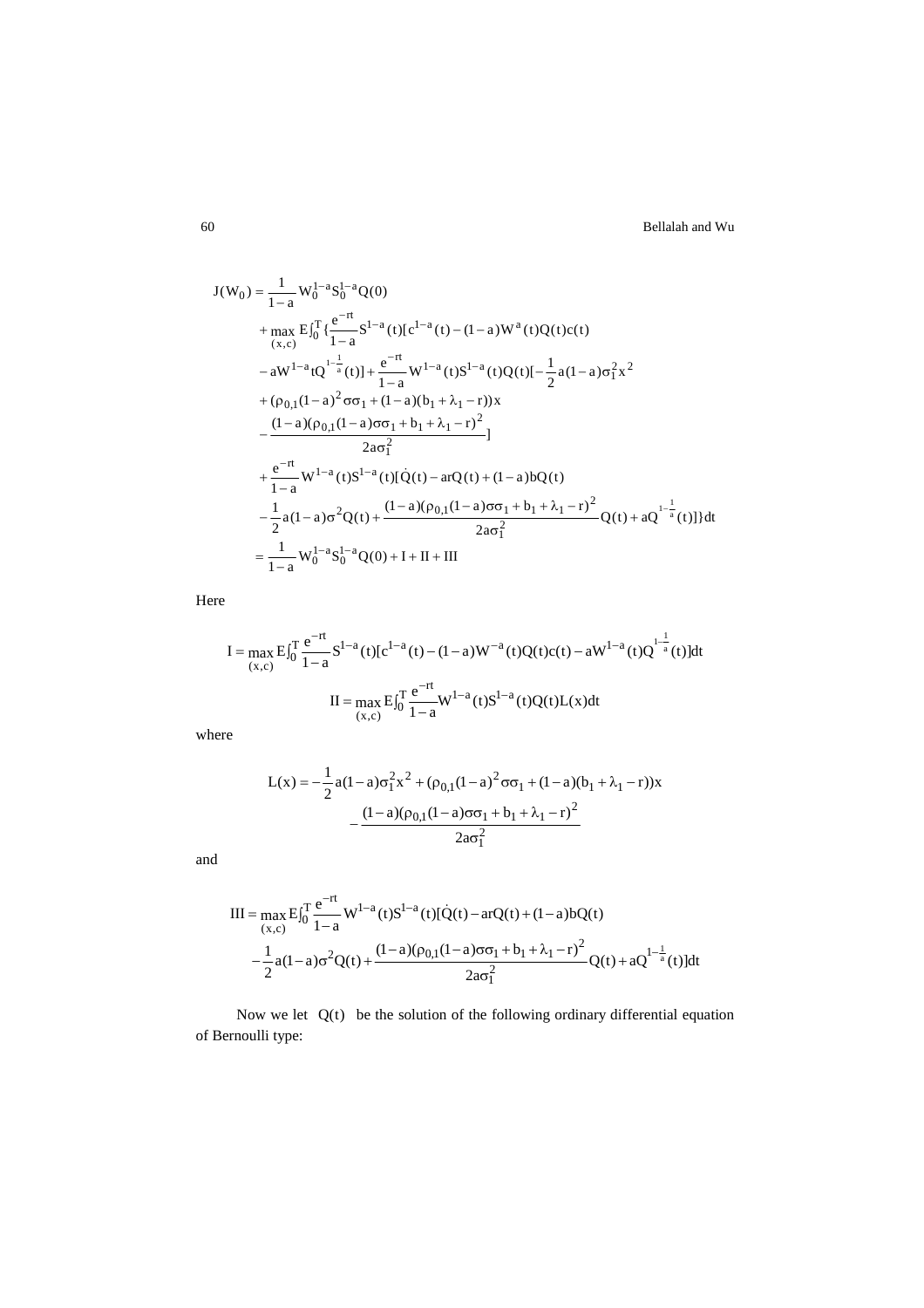$$
\begin{aligned}
J(W_0) &= \frac{1}{1-a} W_0^{1-a} S_0^{1-a} Q(0) \\
&+ \max_{(x,c)} E\int_0^T \{ \frac{e^{-rt}}{1-a} S^{1-a}(t)[c^{1-a}(t) - (1-a) W^{a}(t) Q(t) c(t) \\
&- a W^{1-a} t Q^{1-\frac{1}{a}}(t)] + \frac{e^{-rt}}{1-a} W^{1-a}(t) S^{1-a}(t) Q(t) [-\frac{1}{2} a(1-a)\sigma_1^2 x^2 \\
&+ (\rho_{0,1}(1-a)^2 \sigma\sigma_1 + (1-a)(b_1 + \lambda_1 - r)) x \\
&- \frac{(1-a)(\rho_{0,1}(1-a)\sigma\sigma_1 + b_1 + \lambda_1 - r)^2}{2a\sigma_1^2}] \\
&+ \frac{e^{-rt}}{1-a} W^{1-a}(t) S^{1-a}(t) [\dot{Q}(t) - arQ(t) + (1-a) bQ(t) \\
&- \frac{1}{2} a(1-a)\sigma^2 Q(t) + \frac{(1-a)(\rho_{0,1}(1-a)\sigma\sigma_1 + b_1 + \lambda_1 - r)^2}{2a\sigma_1^2} Q(t) + a Q^{1-\frac{1}{a}}(t)] \} dt \\
&= \frac{1}{1-a} W_0^{1-a} S_0^{1-a} Q(0) + I + II + III
\end{aligned}
$$

Here

$$
I = \max_{(x,c)} E\int_0^T \frac{e^{-rt}}{1-a} S^{1-a}(t)[c^{1-a}(t) - (1-a) W^{-a}(t) Q(t) c(t) - a W^{1-a}(t) Q^{1-\frac{1}{a}}(t)] dt
$$

$$
II = \max_{(x,c)} E\int_0^T \frac{e^{-rt}}{1-a} W^{1-a}(t) S^{1-a}(t) Q(t) L(x) dt
$$

where

$$
\begin{aligned}
L(x) = -\frac{1}{2} a(1-a)\sigma_1^2 x^2 + (\rho_{0,1}(1-a)^2 \sigma\sigma_1 + (1-a)(b_1 + \lambda_1 - r)) x \\
- \frac{(1-a)(\rho_{0,1}(1-a)\sigma\sigma_1 + b_1 + \lambda_1 - r)^2}{2a\sigma_1^2}
\end{aligned}
$$

and

$$
\begin{aligned}
III = \max_{(x,c)} E\int_0^T \frac{e^{-rt}}{1-a} W^{1-a}(t) S^{1-a}(t) [\dot{Q}(t) - arQ(t) + (1-a) bQ(t) \\
- \frac{1}{2} a(1-a)\sigma^2 Q(t) + \frac{(1-a)(\rho_{0,1}(1-a)\sigma\sigma_1 + b_1 + \lambda_1 - r)^2}{2a\sigma_1^2} Q(t) + a Q^{1-\frac{1}{a}}(t)] dt
\end{aligned}
$$

Now we let $Q(t)$ be the solution of the following ordinary differential equation of Bernoulli type: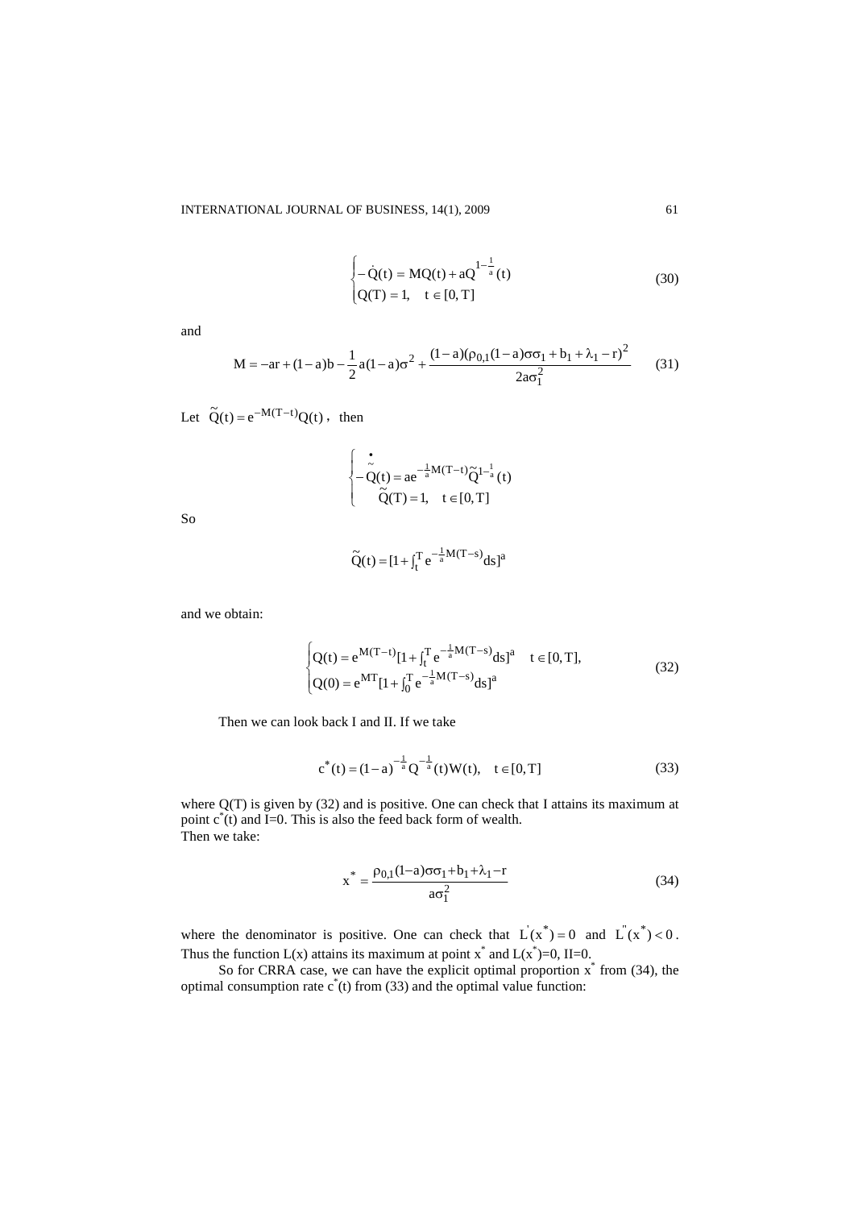$$
\begin{cases} -\dot{Q}(t) = MQ(t) + aQ^{1-\frac{1}{a}}(t) \\ Q(T) = 1, \quad t \in [0, T] \end{cases} \tag{30}
$$

and

$$
M = -ar + (1-a)b - \frac{1}{2}a(1-a)\sigma^2 + \frac{(1-a)(\rho_{0,1}(1-a)\sigma\sigma_1 + b_1 + \lambda_1 - r)^2}{2a\sigma_1^2} \tag{31}
$$

Let $\tilde{Q}(t) = e^{-M(T-t)}Q(t)$, then

$$
\begin{cases} -\dot{\tilde{Q}}(t) = ae^{-\frac{1}{a}M(T-t)}\tilde{Q}^{1-\frac{1}{a}}(t) \\ \tilde{Q}(T) = 1, \quad t \in [0, T] \end{cases}
$$

So

$$
\tilde{Q}(t) = [1 + \int_t^T e^{-\frac{1}{a}M(T-s)}ds]^a
$$

and we obtain:

$$
\begin{cases} Q(t) = e^{M(T-t)}[1 + \int_t^T e^{-\frac{1}{a}M(T-s)}ds]^a \quad t \in [0, T], \\ Q(0) = e^{MT}[1 + \int_0^T e^{-\frac{1}{a}M(T-s)}ds]^a \end{cases} \tag{32}
$$

Then we can look back I and II. If we take

$$
c^*(t) = (1-a)^{-\frac{1}{a}}Q^{-\frac{1}{a}}(t)W(t), \quad t \in [0, T] \tag{33}
$$

where Q(T) is given by (32) and is positive. One can check that I attains its maximum at point $c^*(t)$ and I=0. This is also the feed back form of wealth.
Then we take:

$$
x^* = \frac{\rho_{0,1}(1-a)\sigma\sigma_1 + b_1 + \lambda_1 - r}{a\sigma_1^2} \tag{34}
$$

where the denominator is positive. One can check that $L'(x^*) = 0$ and $L''(x^*) < 0$. Thus the function L(x) attains its maximum at point $x^*$ and $L(x^*)=0$, II=0.

So for CRRA case, we can have the explicit optimal proportion $x^*$ from (34), the optimal consumption rate $c^*(t)$ from (33) and the optimal value function: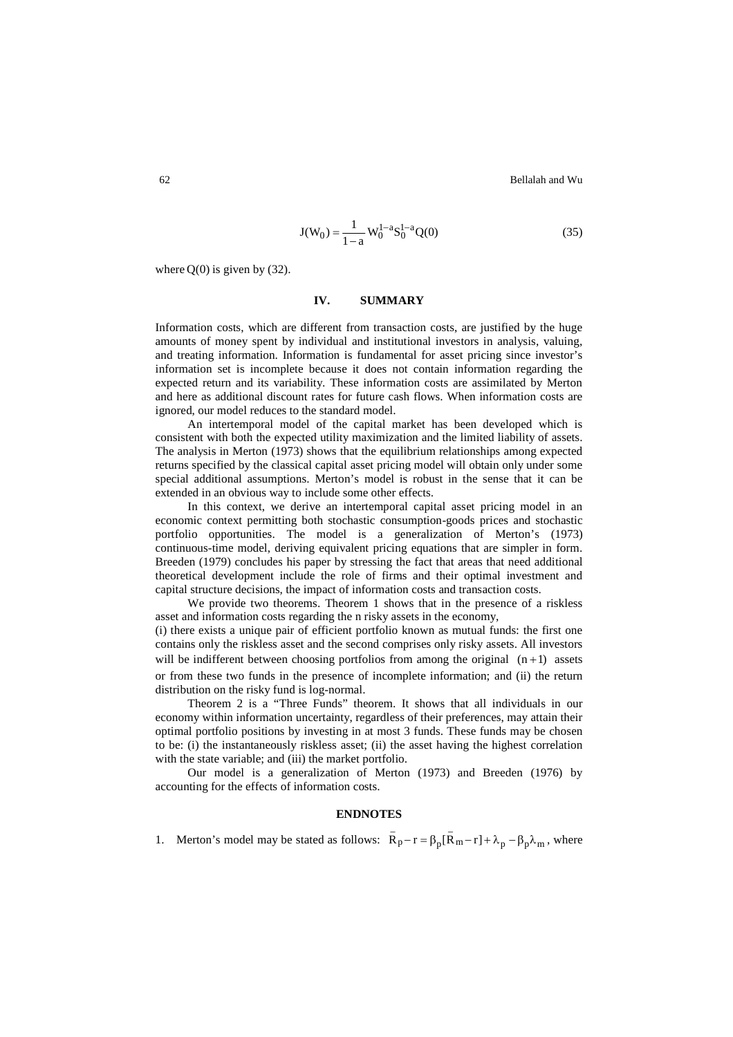$$J(W_0) = \frac{1}{1-a} W_0^{1-a} S_0^{1-a} Q(0) \tag{35}$$

where $Q(0)$ is given by (32).

## IV. SUMMARY

Information costs, which are different from transaction costs, are justified by the huge amounts of money spent by individual and institutional investors in analysis, valuing, and treating information. Information is fundamental for asset pricing since investor's information set is incomplete because it does not contain information regarding the expected return and its variability. These information costs are assimilated by Merton and here as additional discount rates for future cash flows. When information costs are ignored, our model reduces to the standard model.

An intertemporal model of the capital market has been developed which is consistent with both the expected utility maximization and the limited liability of assets. The analysis in Merton (1973) shows that the equilibrium relationships among expected returns specified by the classical capital asset pricing model will obtain only under some special additional assumptions. Merton's model is robust in the sense that it can be extended in an obvious way to include some other effects.

In this context, we derive an intertemporal capital asset pricing model in an economic context permitting both stochastic consumption-goods prices and stochastic portfolio opportunities. The model is a generalization of Merton's (1973) continuous-time model, deriving equivalent pricing equations that are simpler in form. Breeden (1979) concludes his paper by stressing the fact that areas that need additional theoretical development include the role of firms and their optimal investment and capital structure decisions, the impact of information costs and transaction costs.

We provide two theorems. Theorem 1 shows that in the presence of a riskless asset and information costs regarding the n risky assets in the economy,

(i) there exists a unique pair of efficient portfolio known as mutual funds: the first one contains only the riskless asset and the second comprises only risky assets. All investors will be indifferent between choosing portfolios from among the original $(n+1)$ assets or from these two funds in the presence of incomplete information; and (ii) the return distribution on the risky fund is log-normal.

Theorem 2 is a "Three Funds" theorem. It shows that all individuals in our economy within information uncertainty, regardless of their preferences, may attain their optimal portfolio positions by investing in at most 3 funds. These funds may be chosen to be: (i) the instantaneously riskless asset; (ii) the asset having the highest correlation with the state variable; and (iii) the market portfolio.

Our model is a generalization of Merton (1973) and Breeden (1976) by accounting for the effects of information costs.

## ENDNOTES

1. Merton's model may be stated as follows: $\bar{R}_p - r = \beta_p[\bar{R}_m - r] + \lambda_p - \beta_p \lambda_m$, where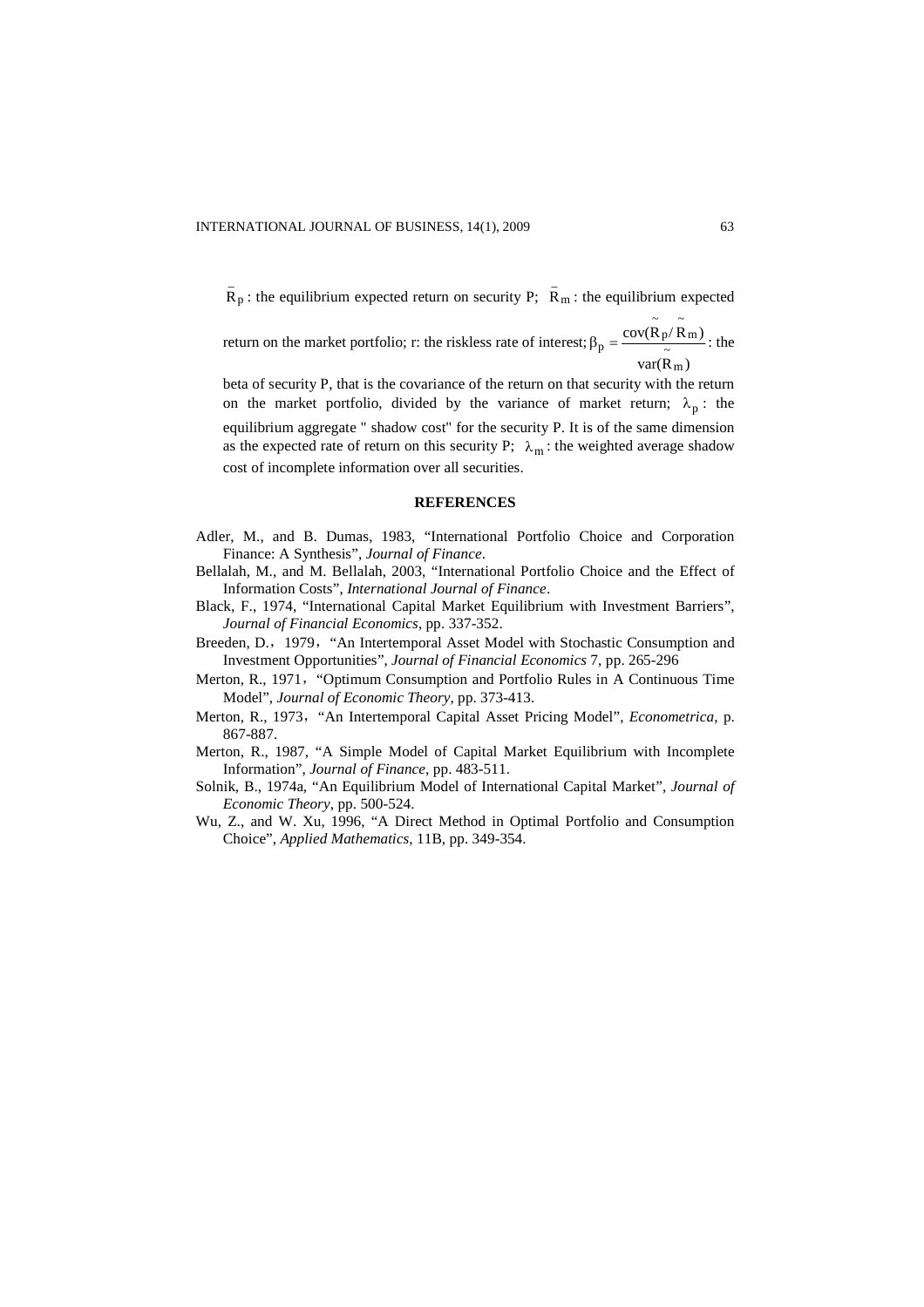$\bar{R}_p$ : the equilibrium expected return on security P; $\bar{R}_m$ : the equilibrium expected return on the market portfolio; r: the riskless rate of interest; $\beta_p = \frac{\text{cov}(\tilde{R}_p / \tilde{R}_m)}{\text{var}(\tilde{R}_m)}$ : the beta of security P, that is the covariance of the return on that security with the return on the market portfolio, divided by the variance of market return; $\lambda_p$ : the equilibrium aggregate " shadow cost" for the security P. It is of the same dimension as the expected rate of return on this security P; $\lambda_m$ : the weighted average shadow cost of incomplete information over all securities.

## REFERENCES

Adler, M., and B. Dumas, 1983, "International Portfolio Choice and Corporation Finance: A Synthesis", *Journal of Finance*.

Bellalah, M., and M. Bellalah, 2003, "International Portfolio Choice and the Effect of Information Costs", *International Journal of Finance*.

Black, F., 1974, "International Capital Market Equilibrium with Investment Barriers", *Journal of Financial Economics*, pp. 337-352.

Breeden, D., 1979, "An Intertemporal Asset Model with Stochastic Consumption and Investment Opportunities", *Journal of Financial Economics* 7, pp. 265-296

Merton, R., 1971, "Optimum Consumption and Portfolio Rules in A Continuous Time Model", *Journal of Economic Theory*, pp. 373-413.

Merton, R., 1973, "An Intertemporal Capital Asset Pricing Model", *Econometrica*, p. 867-887.

Merton, R., 1987, "A Simple Model of Capital Market Equilibrium with Incomplete Information", *Journal of Finance*, pp. 483-511.

Solnik, B., 1974a, "An Equilibrium Model of International Capital Market", *Journal of Economic Theory*, pp. 500-524.

Wu, Z., and W. Xu, 1996, "A Direct Method in Optimal Portfolio and Consumption Choice", *Applied Mathematics*, 11B, pp. 349-354.